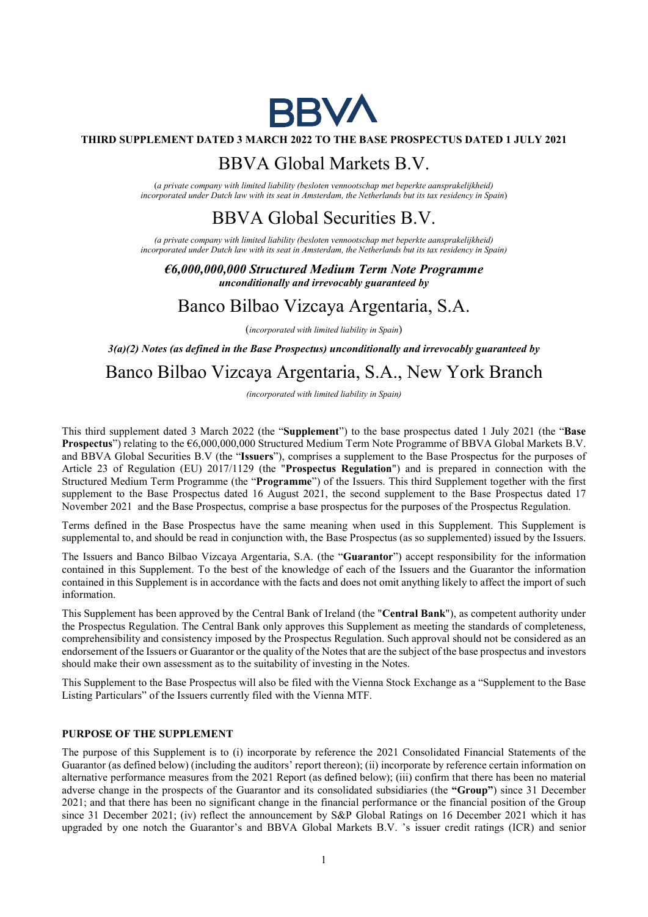**THIRD SUPPLEMENT DATED 3 MARCH 2022 TO THE BASE PROSPECTUS DATED 1 JULY 2021**

# BBVA Global Markets B.V.

(*a private company with limited liability (besloten vennootschap met beperkte aansprakelijkheid) incorporated under Dutch law with its seat in Amsterdam, the Netherlands but its tax residency in Spain*)

# BBVA Global Securities B.V.

*(a private company with limited liability (besloten vennootschap met beperkte aansprakelijkheid) incorporated under Dutch law with its seat in Amsterdam, the Netherlands but its tax residency in Spain)*

***€6,000,000,000 Structured Medium Term Note Programme***
***unconditionally and irrevocably guaranteed by***

# Banco Bilbao Vizcaya Argentaria, S.A.

(*incorporated with limited liability in Spain*)

***3(a)(2) Notes (as defined in the Base Prospectus) unconditionally and irrevocably guaranteed by***

# Banco Bilbao Vizcaya Argentaria, S.A., New York Branch

*(incorporated with limited liability in Spain)*

This third supplement dated 3 March 2022 (the "**Supplement**") to the base prospectus dated 1 July 2021 (the "**Base Prospectus**") relating to the €6,000,000,000 Structured Medium Term Note Programme of BBVA Global Markets B.V. and BBVA Global Securities B.V (the "**Issuers**"), comprises a supplement to the Base Prospectus for the purposes of Article 23 of Regulation (EU) 2017/1129 (the "**Prospectus Regulation**") and is prepared in connection with the Structured Medium Term Programme (the "**Programme**") of the Issuers. This third Supplement together with the first supplement to the Base Prospectus dated 16 August 2021, the second supplement to the Base Prospectus dated 17 November 2021 and the Base Prospectus, comprise a base prospectus for the purposes of the Prospectus Regulation.

Terms defined in the Base Prospectus have the same meaning when used in this Supplement. This Supplement is supplemental to, and should be read in conjunction with, the Base Prospectus (as so supplemented) issued by the Issuers.

The Issuers and Banco Bilbao Vizcaya Argentaria, S.A. (the "**Guarantor**") accept responsibility for the information contained in this Supplement. To the best of the knowledge of each of the Issuers and the Guarantor the information contained in this Supplement is in accordance with the facts and does not omit anything likely to affect the import of such information.

This Supplement has been approved by the Central Bank of Ireland (the "**Central Bank**"), as competent authority under the Prospectus Regulation. The Central Bank only approves this Supplement as meeting the standards of completeness, comprehensibility and consistency imposed by the Prospectus Regulation. Such approval should not be considered as an endorsement of the Issuers or Guarantor or the quality of the Notes that are the subject of the base prospectus and investors should make their own assessment as to the suitability of investing in the Notes.

This Supplement to the Base Prospectus will also be filed with the Vienna Stock Exchange as a "Supplement to the Base Listing Particulars" of the Issuers currently filed with the Vienna MTF.

**PURPOSE OF THE SUPPLEMENT**

The purpose of this Supplement is to (i) incorporate by reference the 2021 Consolidated Financial Statements of the Guarantor (as defined below) (including the auditors' report thereon); (ii) incorporate by reference certain information on alternative performance measures from the 2021 Report (as defined below); (iii) confirm that there has been no material adverse change in the prospects of the Guarantor and its consolidated subsidiaries (the **"Group"**) since 31 December 2021; and that there has been no significant change in the financial performance or the financial position of the Group since 31 December 2021; (iv) reflect the announcement by S&P Global Ratings on 16 December 2021 which it has upgraded by one notch the Guarantor's and BBVA Global Markets B.V. 's issuer credit ratings (ICR) and senior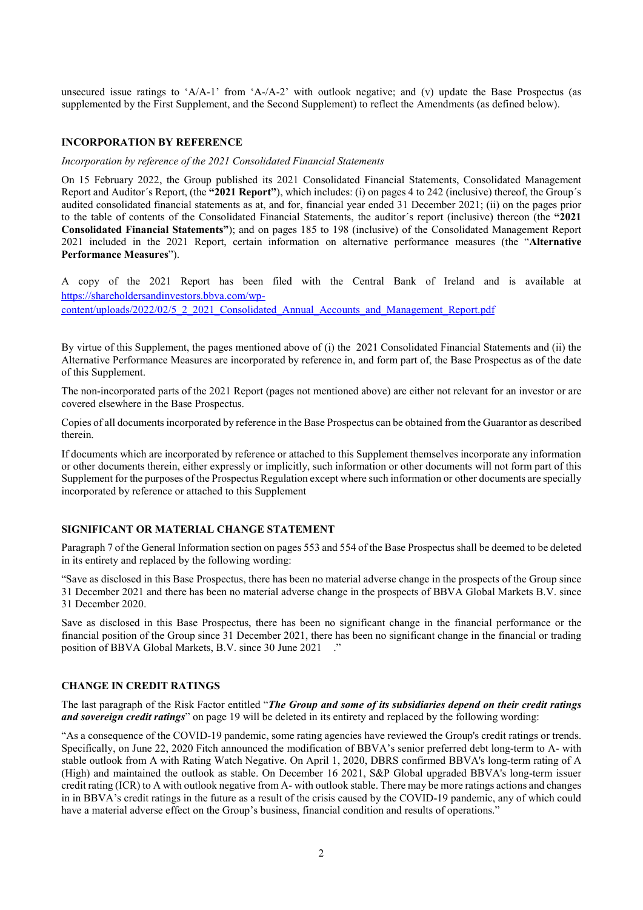unsecured issue ratings to 'A/A-1' from 'A-/A-2' with outlook negative; and (v) update the Base Prospectus (as supplemented by the First Supplement, and the Second Supplement) to reflect the Amendments (as defined below).

## INCORPORATION BY REFERENCE

*Incorporation by reference of the 2021 Consolidated Financial Statements*

On 15 February 2022, the Group published its 2021 Consolidated Financial Statements, Consolidated Management Report and Auditor´s Report, (the **"2021 Report"**), which includes: (i) on pages 4 to 242 (inclusive) thereof, the Group´s audited consolidated financial statements as at, and for, financial year ended 31 December 2021; (ii) on the pages prior to the table of contents of the Consolidated Financial Statements, the auditor´s report (inclusive) thereon (the **"2021 Consolidated Financial Statements"**); and on pages 185 to 198 (inclusive) of the Consolidated Management Report 2021 included in the 2021 Report, certain information on alternative performance measures (the "**Alternative Performance Measures**").

A copy of the 2021 Report has been filed with the Central Bank of Ireland and is available at [https://shareholdersandinvestors.bbva.com/wp-content/uploads/2022/02/5_2_2021_Consolidated_Annual_Accounts_and_Management_Report.pdf](https://shareholdersandinvestors.bbva.com/wp-content/uploads/2022/02/5_2_2021_Consolidated_Annual_Accounts_and_Management_Report.pdf)

By virtue of this Supplement, the pages mentioned above of (i) the 2021 Consolidated Financial Statements and (ii) the Alternative Performance Measures are incorporated by reference in, and form part of, the Base Prospectus as of the date of this Supplement.

The non-incorporated parts of the 2021 Report (pages not mentioned above) are either not relevant for an investor or are covered elsewhere in the Base Prospectus.

Copies of all documents incorporated by reference in the Base Prospectus can be obtained from the Guarantor as described therein.

If documents which are incorporated by reference or attached to this Supplement themselves incorporate any information or other documents therein, either expressly or implicitly, such information or other documents will not form part of this Supplement for the purposes of the Prospectus Regulation except where such information or other documents are specially incorporated by reference or attached to this Supplement

## SIGNIFICANT OR MATERIAL CHANGE STATEMENT

Paragraph 7 of the General Information section on pages 553 and 554 of the Base Prospectus shall be deemed to be deleted in its entirety and replaced by the following wording:

"Save as disclosed in this Base Prospectus, there has been no material adverse change in the prospects of the Group since 31 December 2021 and there has been no material adverse change in the prospects of BBVA Global Markets B.V. since 31 December 2020.

Save as disclosed in this Base Prospectus, there has been no significant change in the financial performance or the financial position of the Group since 31 December 2021, there has been no significant change in the financial or trading position of BBVA Global Markets, B.V. since 30 June 2021 ."

## CHANGE IN CREDIT RATINGS

The last paragraph of the Risk Factor entitled "***The Group and some of its subsidiaries depend on their credit ratings and sovereign credit ratings***" on page 19 will be deleted in its entirety and replaced by the following wording:

"As a consequence of the COVID-19 pandemic, some rating agencies have reviewed the Group's credit ratings or trends. Specifically, on June 22, 2020 Fitch announced the modification of BBVA's senior preferred debt long-term to A- with stable outlook from A with Rating Watch Negative. On April 1, 2020, DBRS confirmed BBVA's long-term rating of A (High) and maintained the outlook as stable. On December 16 2021, S&P Global upgraded BBVA's long-term issuer credit rating (ICR) to A with outlook negative from A- with outlook stable. There may be more ratings actions and changes in in BBVA's credit ratings in the future as a result of the crisis caused by the COVID-19 pandemic, any of which could have a material adverse effect on the Group's business, financial condition and results of operations."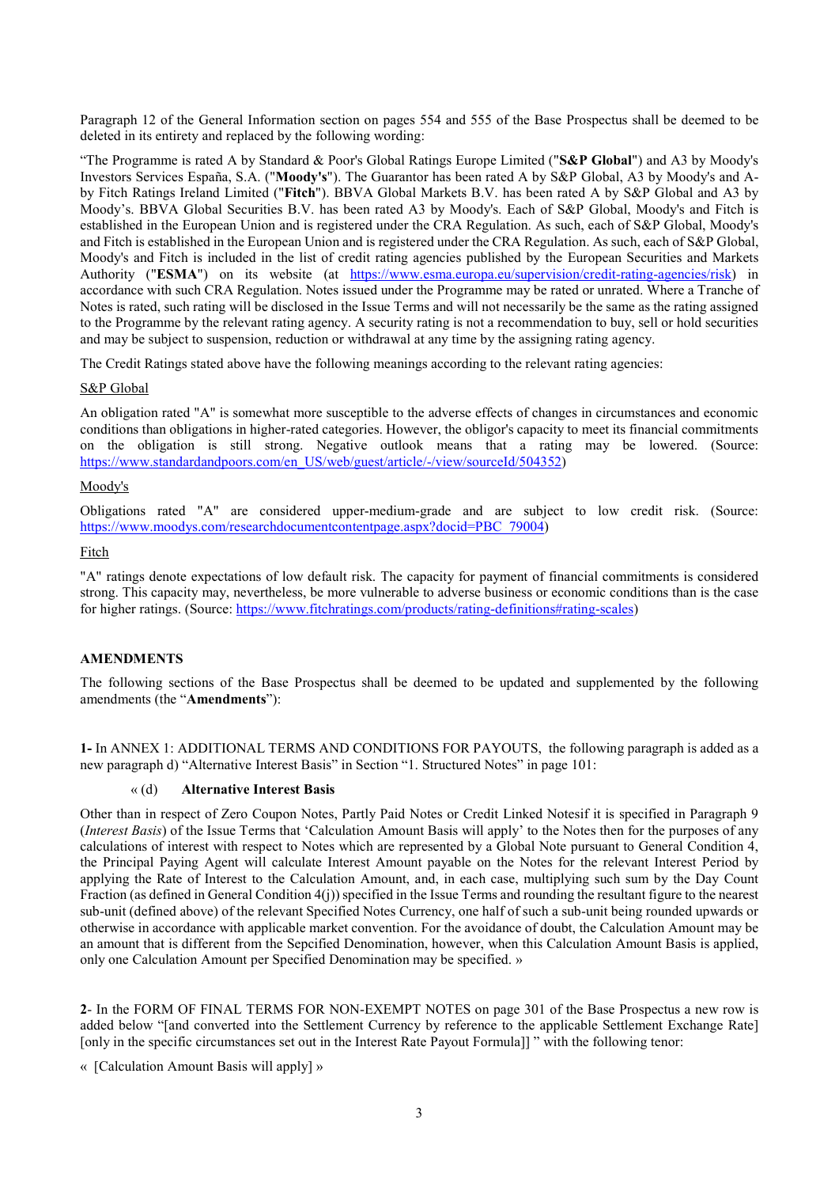Paragraph 12 of the General Information section on pages 554 and 555 of the Base Prospectus shall be deemed to be deleted in its entirety and replaced by the following wording:

"The Programme is rated A by Standard & Poor's Global Ratings Europe Limited ("**S&P Global**") and A3 by Moody's Investors Services España, S.A. ("**Moody's**"). The Guarantor has been rated A by S&P Global, A3 by Moody's and A- by Fitch Ratings Ireland Limited ("**Fitch**"). BBVA Global Markets B.V. has been rated A by S&P Global and A3 by Moody's. BBVA Global Securities B.V. has been rated A3 by Moody's. Each of S&P Global, Moody's and Fitch is established in the European Union and is registered under the CRA Regulation. As such, each of S&P Global, Moody's and Fitch is established in the European Union and is registered under the CRA Regulation. As such, each of S&P Global, Moody's and Fitch is included in the list of credit rating agencies published by the European Securities and Markets Authority ("**ESMA**") on its website (at https://www.esma.europa.eu/supervision/credit-rating-agencies/risk) in accordance with such CRA Regulation. Notes issued under the Programme may be rated or unrated. Where a Tranche of Notes is rated, such rating will be disclosed in the Issue Terms and will not necessarily be the same as the rating assigned to the Programme by the relevant rating agency. A security rating is not a recommendation to buy, sell or hold securities and may be subject to suspension, reduction or withdrawal at any time by the assigning rating agency.

The Credit Ratings stated above have the following meanings according to the relevant rating agencies:

S&P Global

An obligation rated "A" is somewhat more susceptible to the adverse effects of changes in circumstances and economic conditions than obligations in higher-rated categories. However, the obligor's capacity to meet its financial commitments on the obligation is still strong. Negative outlook means that a rating may be lowered. (Source: https://www.standardandpoors.com/en_US/web/guest/article/-/view/sourceId/504352)

Moody's

Obligations rated "A" are considered upper-medium-grade and are subject to low credit risk. (Source: https://www.moodys.com/researchdocumentcontentpage.aspx?docid=PBC_79004)

Fitch

"A" ratings denote expectations of low default risk. The capacity for payment of financial commitments is considered strong. This capacity may, nevertheless, be more vulnerable to adverse business or economic conditions than is the case for higher ratings. (Source: https://www.fitchratings.com/products/rating-definitions#rating-scales)

**AMENDMENTS**

The following sections of the Base Prospectus shall be deemed to be updated and supplemented by the following amendments (the "**Amendments**"):

**1-** In ANNEX 1: ADDITIONAL TERMS AND CONDITIONS FOR PAYOUTS, the following paragraph is added as a new paragraph d) "Alternative Interest Basis" in Section "1. Structured Notes" in page 101:

« (d) **Alternative Interest Basis**

Other than in respect of Zero Coupon Notes, Partly Paid Notes or Credit Linked Notesif it is specified in Paragraph 9 (*Interest Basis*) of the Issue Terms that 'Calculation Amount Basis will apply' to the Notes then for the purposes of any calculations of interest with respect to Notes which are represented by a Global Note pursuant to General Condition 4, the Principal Paying Agent will calculate Interest Amount payable on the Notes for the relevant Interest Period by applying the Rate of Interest to the Calculation Amount, and, in each case, multiplying such sum by the Day Count Fraction (as defined in General Condition 4(j)) specified in the Issue Terms and rounding the resultant figure to the nearest sub-unit (defined above) of the relevant Specified Notes Currency, one half of such a sub-unit being rounded upwards or otherwise in accordance with applicable market convention. For the avoidance of doubt, the Calculation Amount may be an amount that is different from the Sepcified Denomination, however, when this Calculation Amount Basis is applied, only one Calculation Amount per Specified Denomination may be specified. »

**2**- In the FORM OF FINAL TERMS FOR NON-EXEMPT NOTES on page 301 of the Base Prospectus a new row is added below "[and converted into the Settlement Currency by reference to the applicable Settlement Exchange Rate] [only in the specific circumstances set out in the Interest Rate Payout Formula]] " with the following tenor:

« [Calculation Amount Basis will apply] »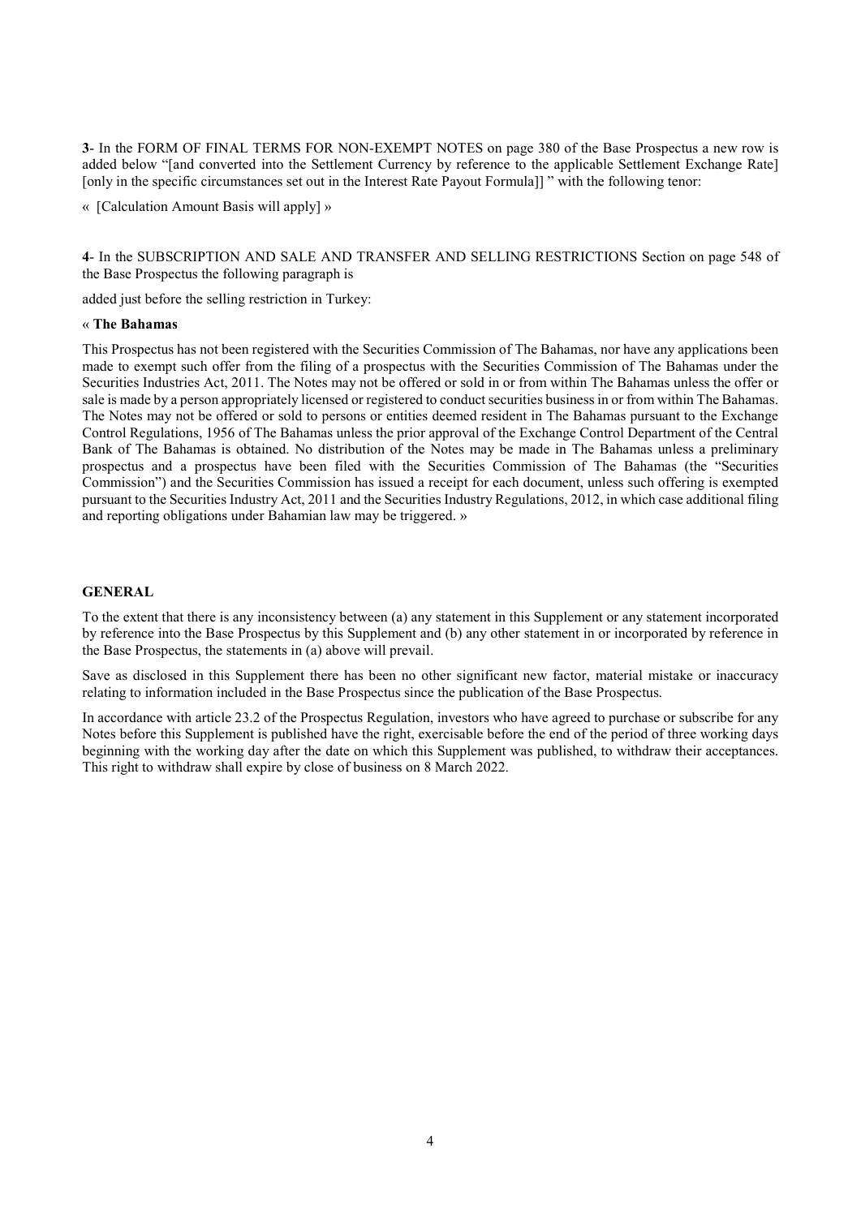**3**- In the FORM OF FINAL TERMS FOR NON-EXEMPT NOTES on page 380 of the Base Prospectus a new row is added below "[and converted into the Settlement Currency by reference to the applicable Settlement Exchange Rate] [only in the specific circumstances set out in the Interest Rate Payout Formula]] " with the following tenor:

« [Calculation Amount Basis will apply] »

**4**- In the SUBSCRIPTION AND SALE AND TRANSFER AND SELLING RESTRICTIONS Section on page 548 of the Base Prospectus the following paragraph is

added just before the selling restriction in Turkey:

« **The Bahamas**

This Prospectus has not been registered with the Securities Commission of The Bahamas, nor have any applications been made to exempt such offer from the filing of a prospectus with the Securities Commission of The Bahamas under the Securities Industries Act, 2011. The Notes may not be offered or sold in or from within The Bahamas unless the offer or sale is made by a person appropriately licensed or registered to conduct securities business in or from within The Bahamas. The Notes may not be offered or sold to persons or entities deemed resident in The Bahamas pursuant to the Exchange Control Regulations, 1956 of The Bahamas unless the prior approval of the Exchange Control Department of the Central Bank of The Bahamas is obtained. No distribution of the Notes may be made in The Bahamas unless a preliminary prospectus and a prospectus have been filed with the Securities Commission of The Bahamas (the "Securities Commission") and the Securities Commission has issued a receipt for each document, unless such offering is exempted pursuant to the Securities Industry Act, 2011 and the Securities Industry Regulations, 2012, in which case additional filing and reporting obligations under Bahamian law may be triggered. »

## GENERAL

To the extent that there is any inconsistency between (a) any statement in this Supplement or any statement incorporated by reference into the Base Prospectus by this Supplement and (b) any other statement in or incorporated by reference in the Base Prospectus, the statements in (a) above will prevail.

Save as disclosed in this Supplement there has been no other significant new factor, material mistake or inaccuracy relating to information included in the Base Prospectus since the publication of the Base Prospectus.

In accordance with article 23.2 of the Prospectus Regulation, investors who have agreed to purchase or subscribe for any Notes before this Supplement is published have the right, exercisable before the end of the period of three working days beginning with the working day after the date on which this Supplement was published, to withdraw their acceptances. This right to withdraw shall expire by close of business on 8 March 2022.